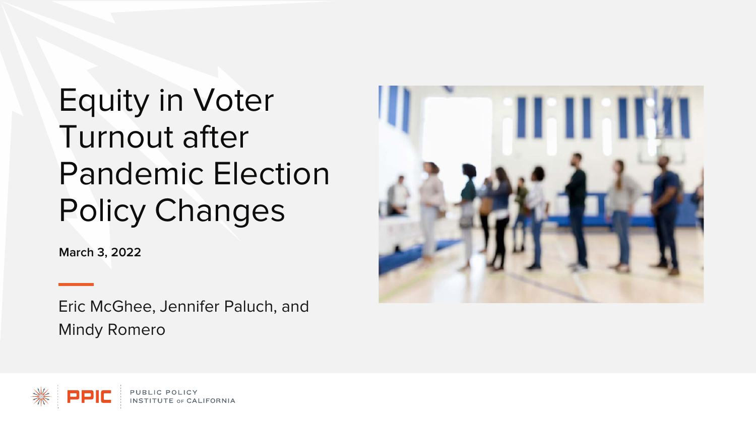# Equity in Voter Turnout after Pandemic Election Policy Changes

**March 3, 2022**

Eric McGhee, Jennifer Paluch, and Mindy Romero

PPIC PUBLIC POLICY INSTITUTE OF CALIFORNIA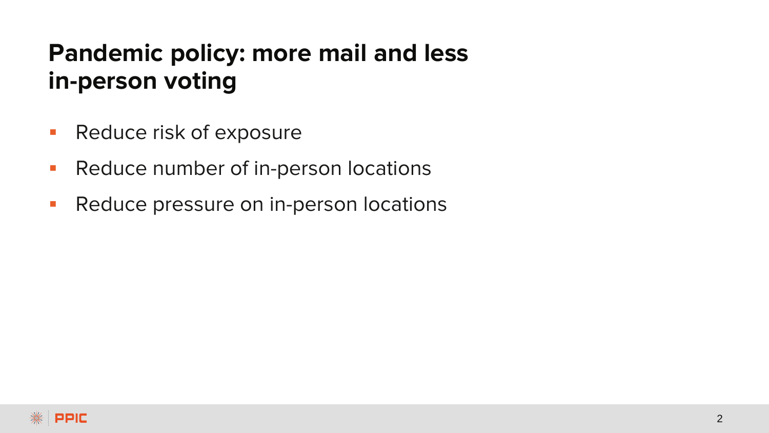# Pandemic policy: more mail and less in-person voting

- Reduce risk of exposure
- Reduce number of in-person locations
- Reduce pressure on in-person locations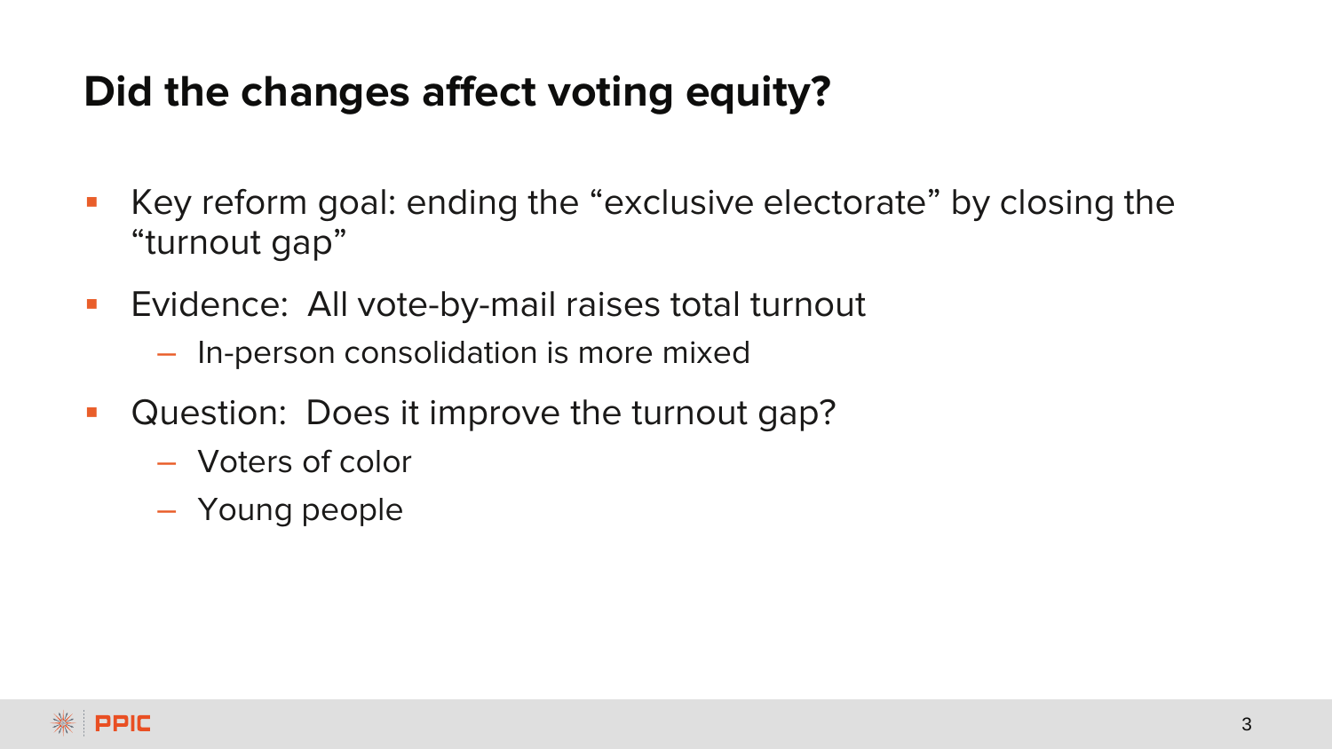# Did the changes affect voting equity?

- Key reform goal: ending the “exclusive electorate” by closing the “turnout gap”
- Evidence: All vote-by-mail raises total turnout
  - In-person consolidation is more mixed
- Question: Does it improve the turnout gap?
  - Voters of color
  - Young people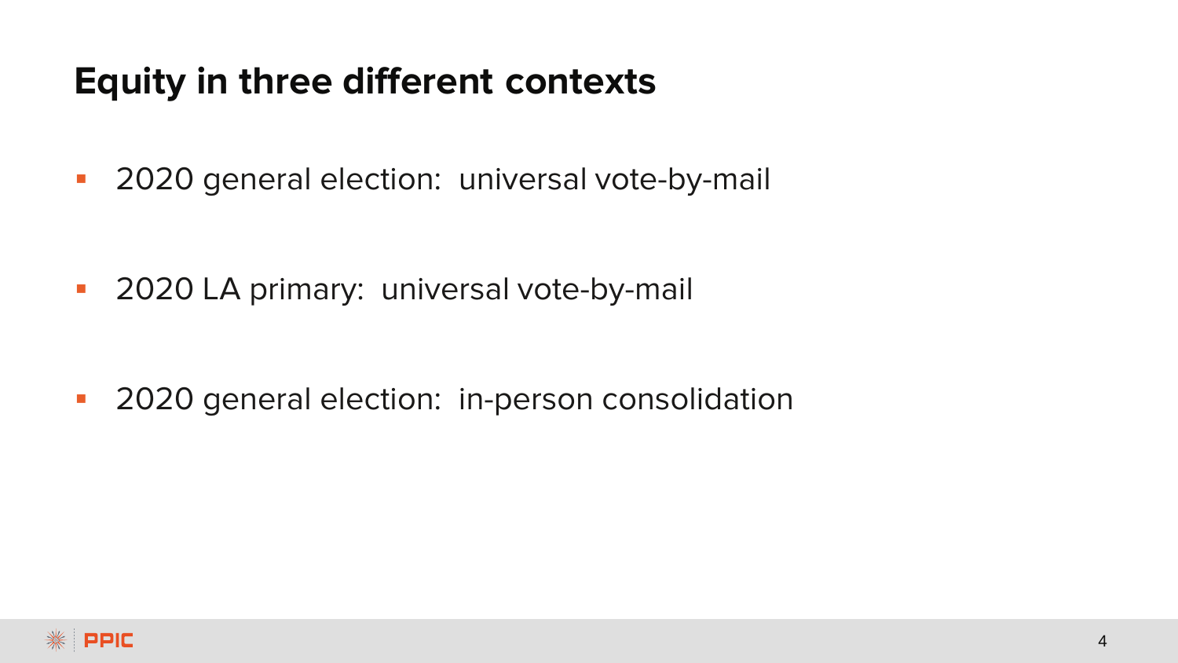# Equity in three different contexts

- 2020 general election: universal vote-by-mail
- 2020 LA primary: universal vote-by-mail
- 2020 general election: in-person consolidation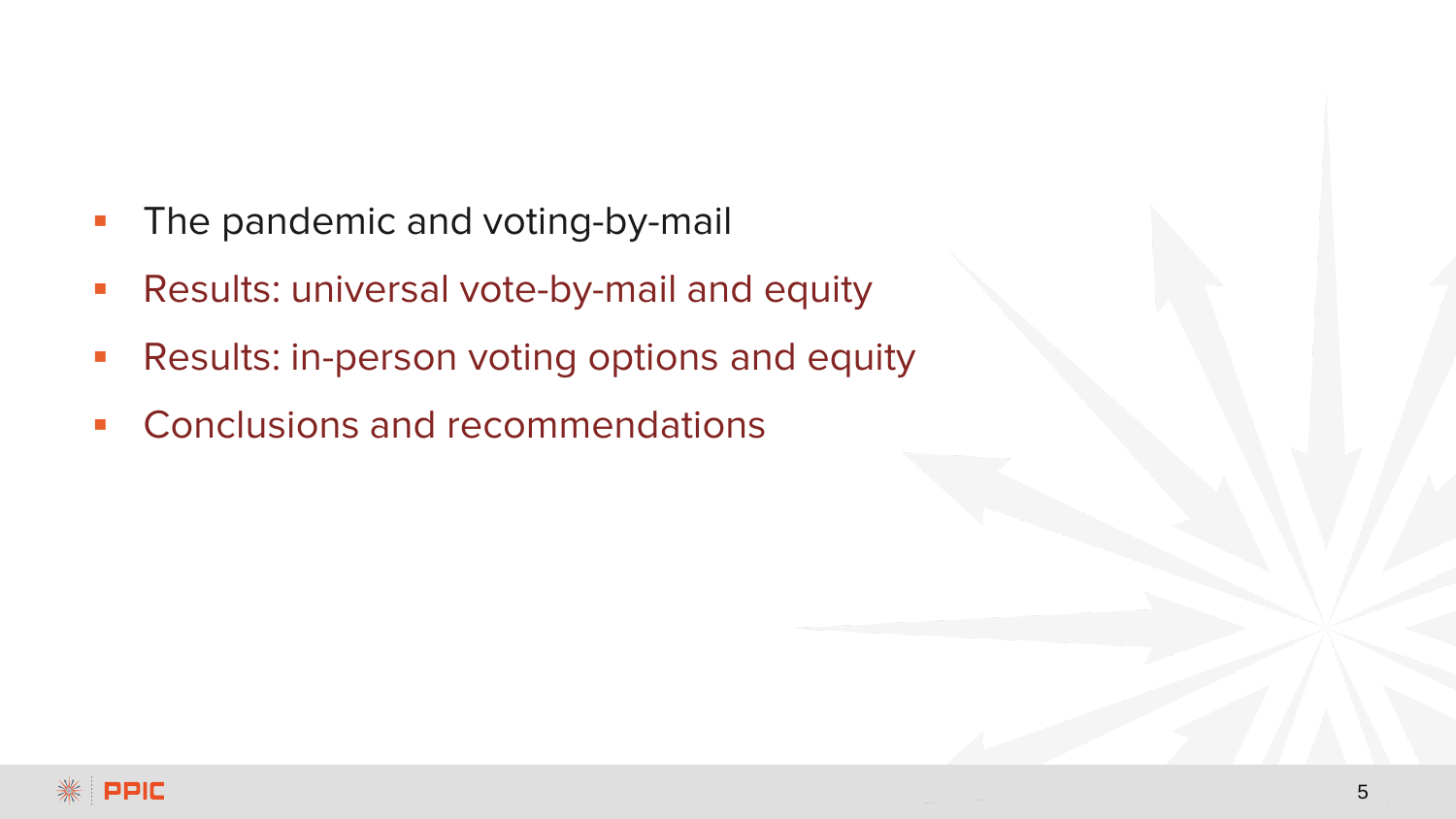- The pandemic and voting-by-mail
- Results: universal vote-by-mail and equity
- Results: in-person voting options and equity
- Conclusions and recommendations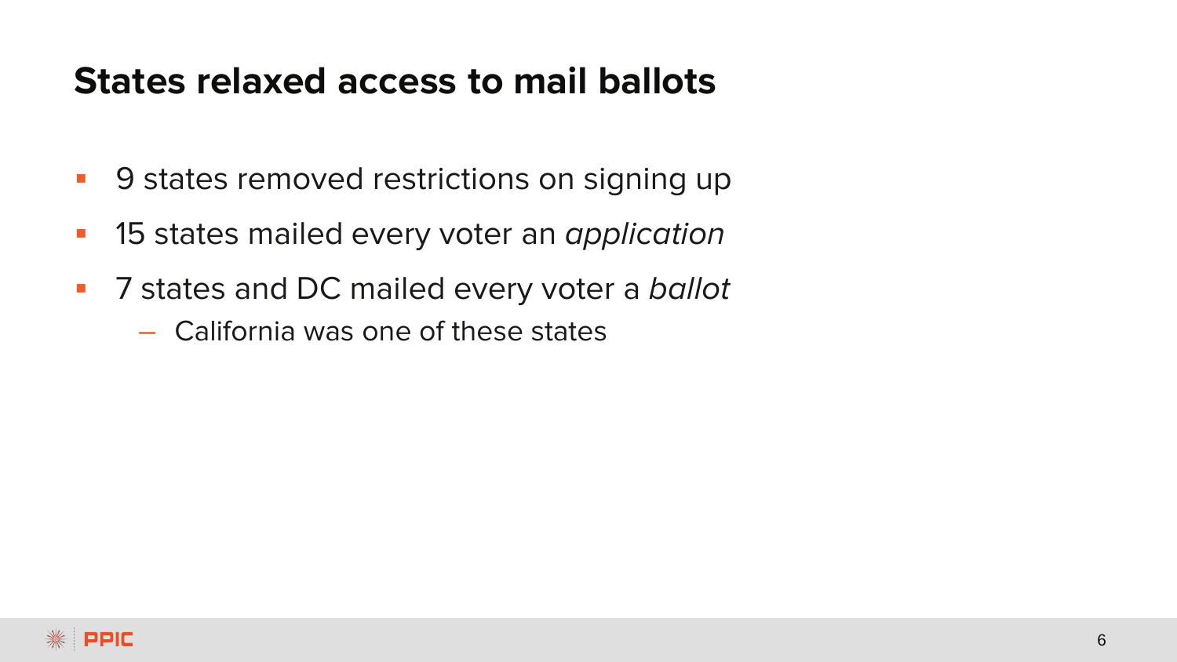# States relaxed access to mail ballots

- 9 states removed restrictions on signing up
- 15 states mailed every voter an *application*
- 7 states and DC mailed every voter a *ballot*
  - California was one of these states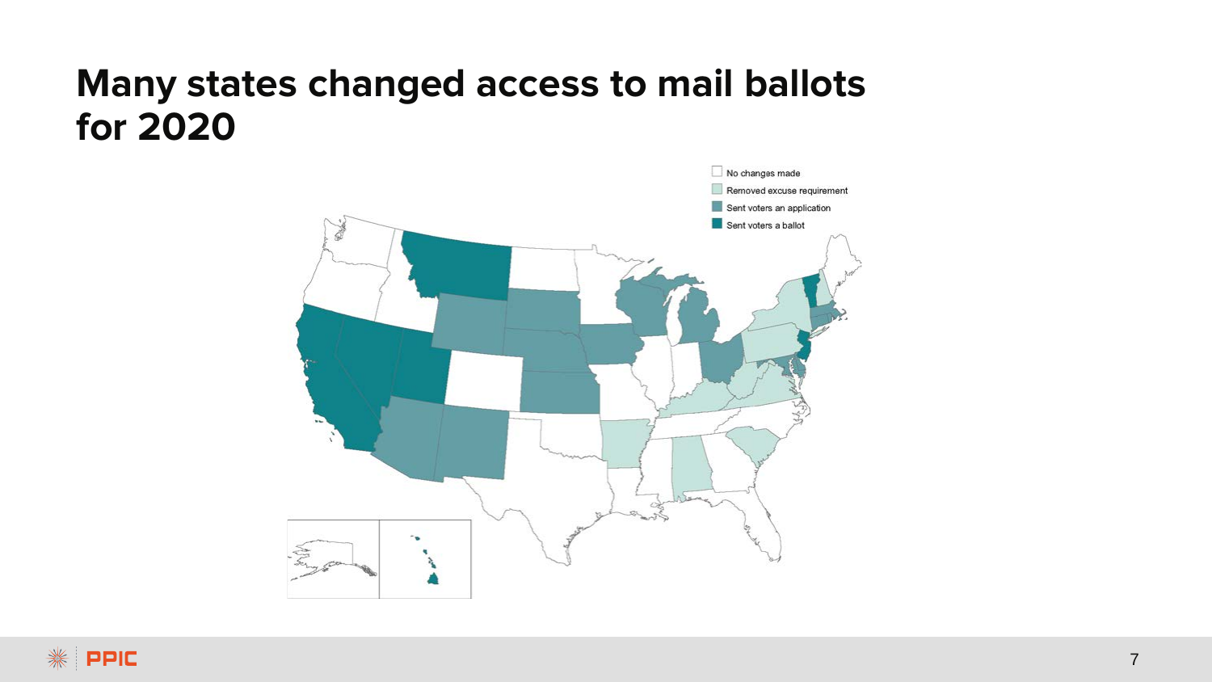# Many states changed access to mail ballots for 2020

- No changes made
- Removed excuse requirement
- Sent voters an application
- Sent voters a ballot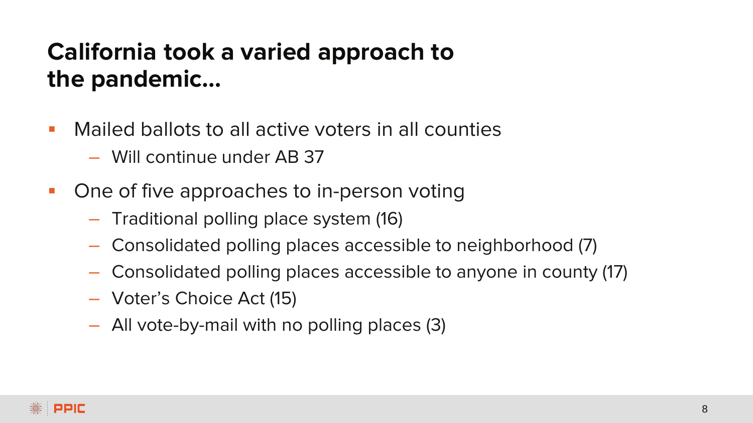# California took a varied approach to the pandemic…

- Mailed ballots to all active voters in all counties
  - Will continue under AB 37
- One of five approaches to in-person voting
  - Traditional polling place system (16)
  - Consolidated polling places accessible to neighborhood (7)
  - Consolidated polling places accessible to anyone in county (17)
  - Voter's Choice Act (15)
  - All vote-by-mail with no polling places (3)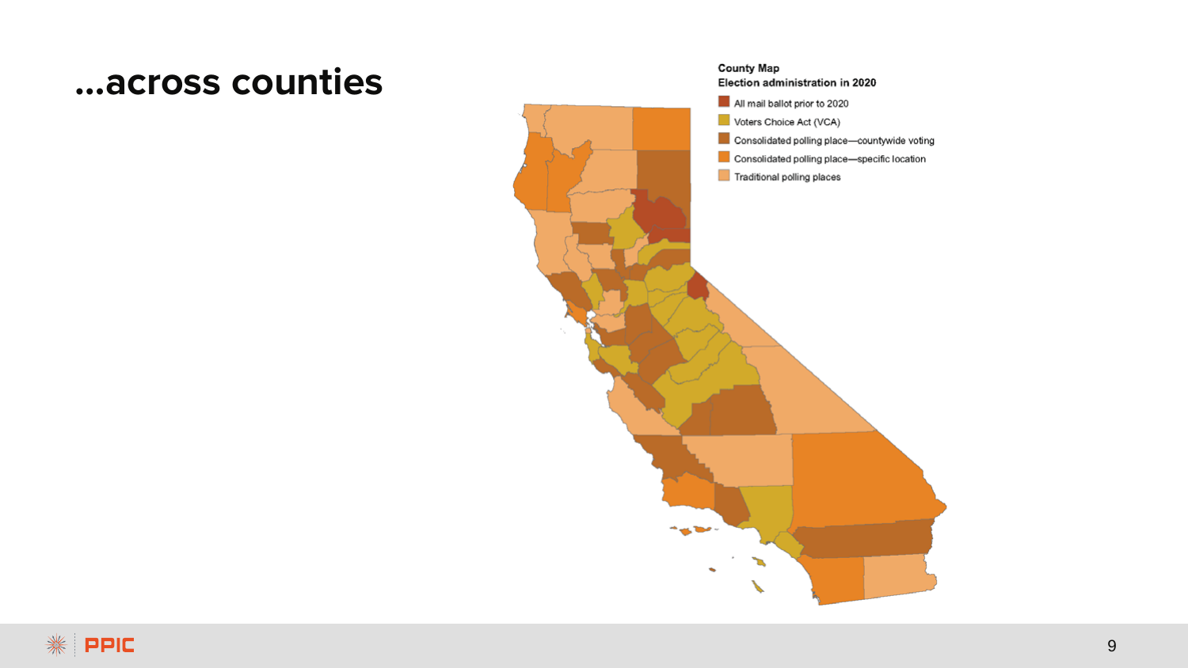# ...across counties

**County Map**
**Election administration in 2020**

- All mail ballot prior to 2020
- Voters Choice Act (VCA)
- Consolidated polling place—countywide voting
- Consolidated polling place—specific location
- Traditional polling places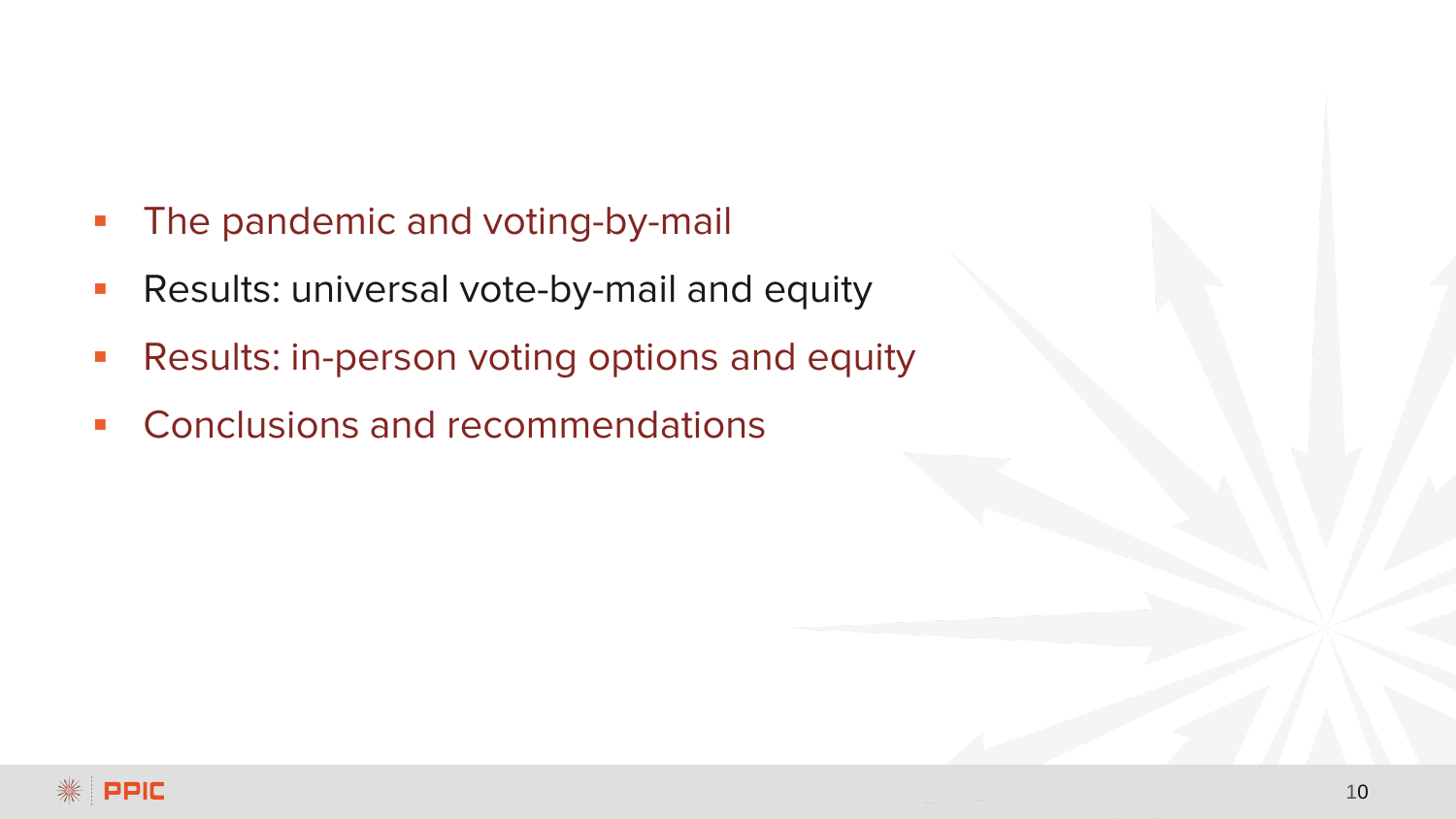- The pandemic and voting-by-mail
- Results: universal vote-by-mail and equity
- Results: in-person voting options and equity
- Conclusions and recommendations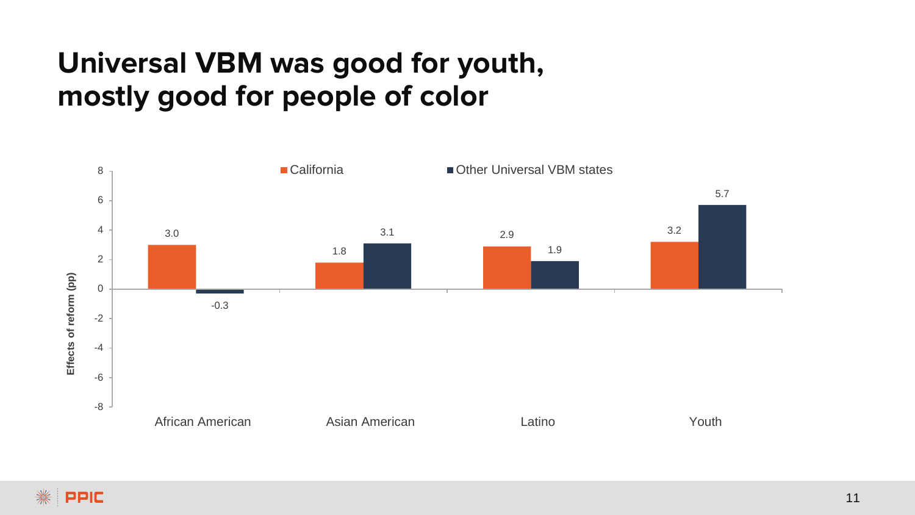# Universal VBM was good for youth, mostly good for people of color

| Effects of reform (pp) | California | Other Universal VBM states |
|---|---|---|
| African American | 3.0 | -0.3 |
| Asian American | 1.8 | 3.1 |
| Latino | 2.9 | 1.9 |
| Youth | 3.2 | 5.7 |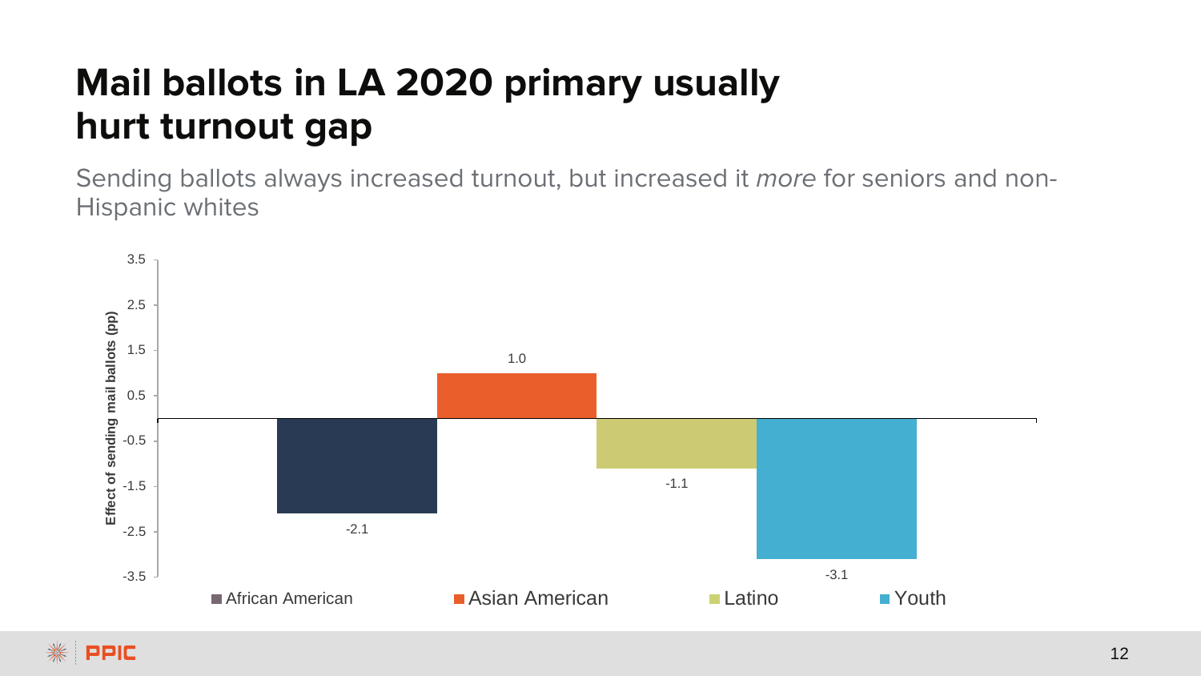# Mail ballots in LA 2020 primary usually hurt turnout gap

Sending ballots always increased turnout, but increased it *more* for seniors and non-Hispanic whites

| Group | Effect of sending mail ballots (pp) |
|---|---|
| African American | -2.1 |
| Asian American | 1.0 |
| Latino | -1.1 |
| Youth | -3.1 |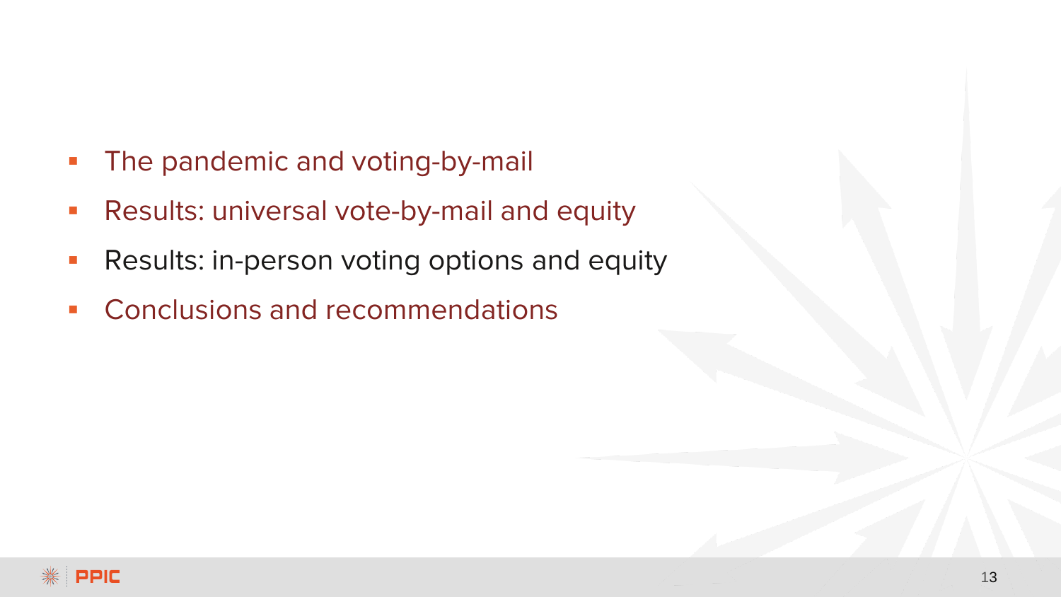- The pandemic and voting-by-mail
- Results: universal vote-by-mail and equity
- Results: in-person voting options and equity
- Conclusions and recommendations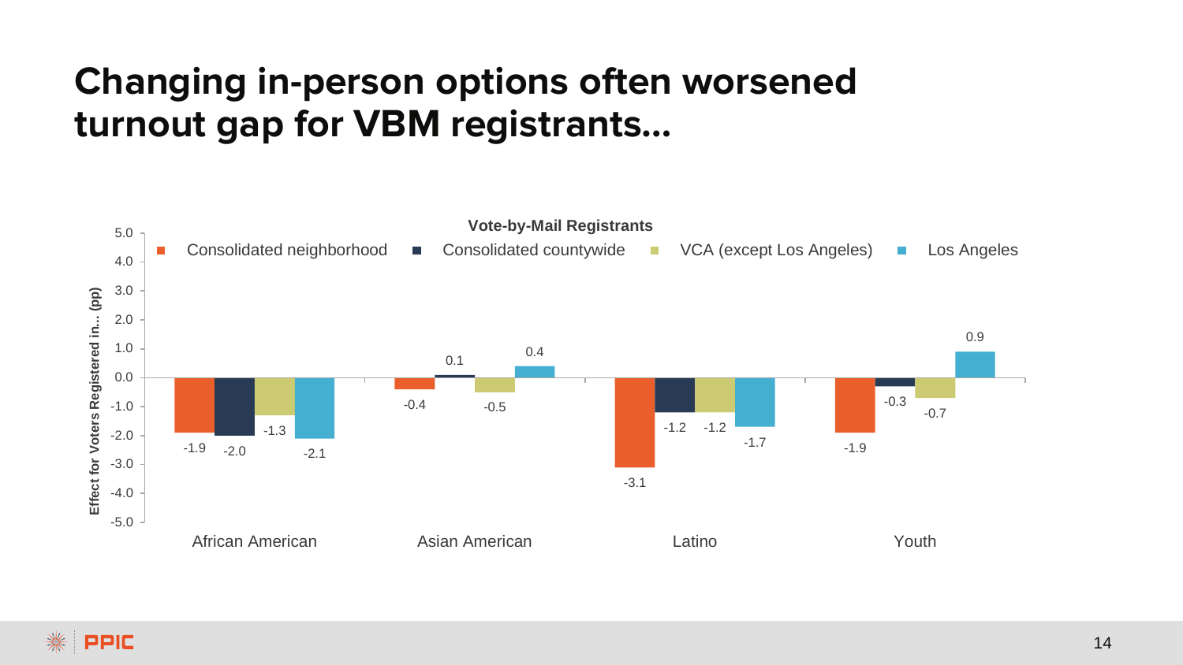# Changing in-person options often worsened turnout gap for VBM registrants...

**Vote-by-Mail Registrants**

Effect for Voters Registered in... (pp)

| | Consolidated neighborhood | Consolidated countywide | VCA (except Los Angeles) | Los Angeles |
|---|---|---|---|---|
| African American | -1.9 | -2.0 | -1.3 | -2.1 |
| Asian American | -0.4 | 0.1 | -0.5 | 0.4 |
| Latino | -3.1 | -1.2 | -1.2 | -1.7 |
| Youth | -1.9 | -0.3 | -0.7 | 0.9 |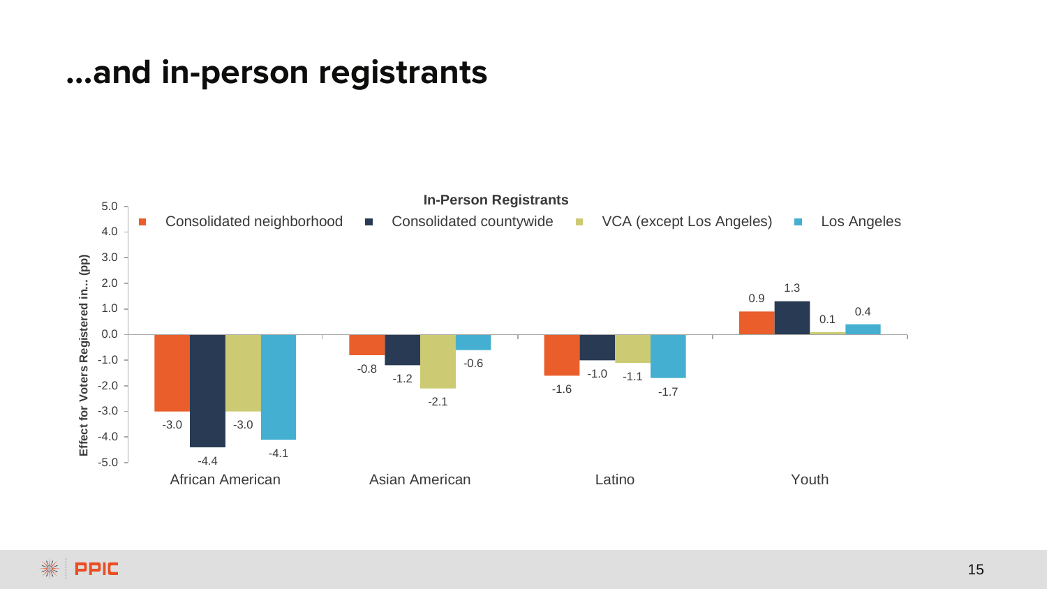# …and in-person registrants

**In-Person Registrants**

Effect for Voters Registered in… (pp)

| | Consolidated neighborhood | Consolidated countywide | VCA (except Los Angeles) | Los Angeles |
|---|---|---|---|---|
| African American | -3.0 | -4.4 | -3.0 | -4.1 |
| Asian American | -0.8 | -1.2 | -2.1 | -0.6 |
| Latino | -1.6 | -1.0 | -1.1 | -1.7 |
| Youth | 0.9 | 1.3 | 0.1 | 0.4 |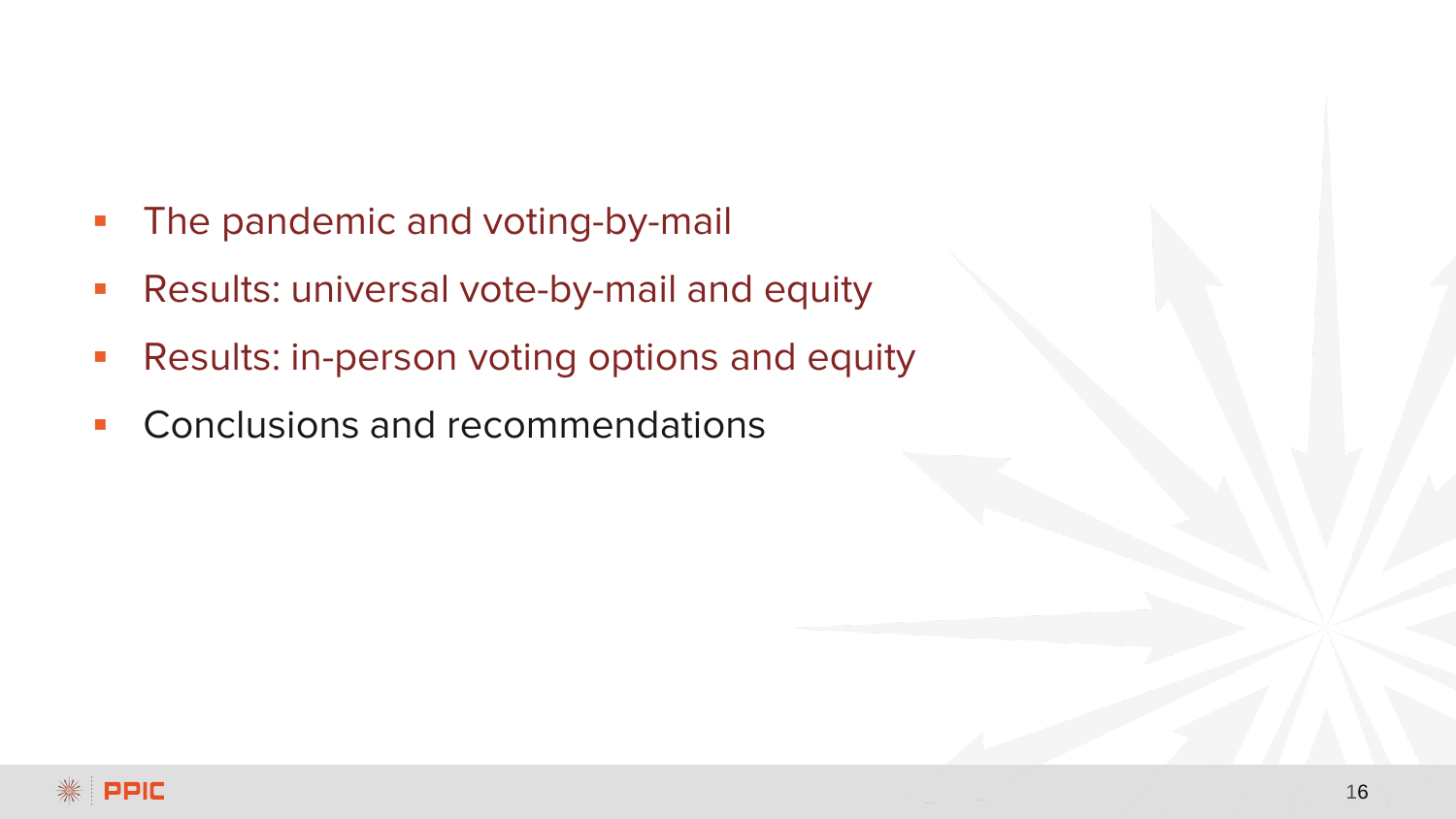- The pandemic and voting-by-mail
- Results: universal vote-by-mail and equity
- Results: in-person voting options and equity
- Conclusions and recommendations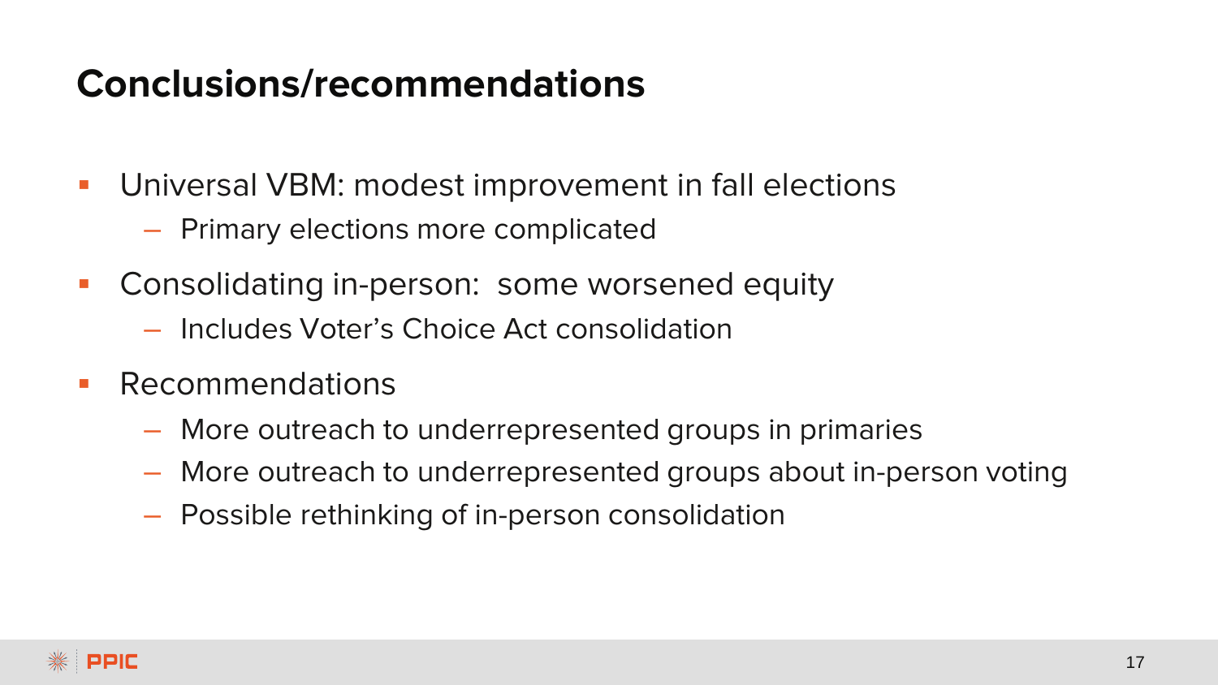# Conclusions/recommendations

- Universal VBM: modest improvement in fall elections
  - Primary elections more complicated
- Consolidating in-person: some worsened equity
  - Includes Voter's Choice Act consolidation
- Recommendations
  - More outreach to underrepresented groups in primaries
  - More outreach to underrepresented groups about in-person voting
  - Possible rethinking of in-person consolidation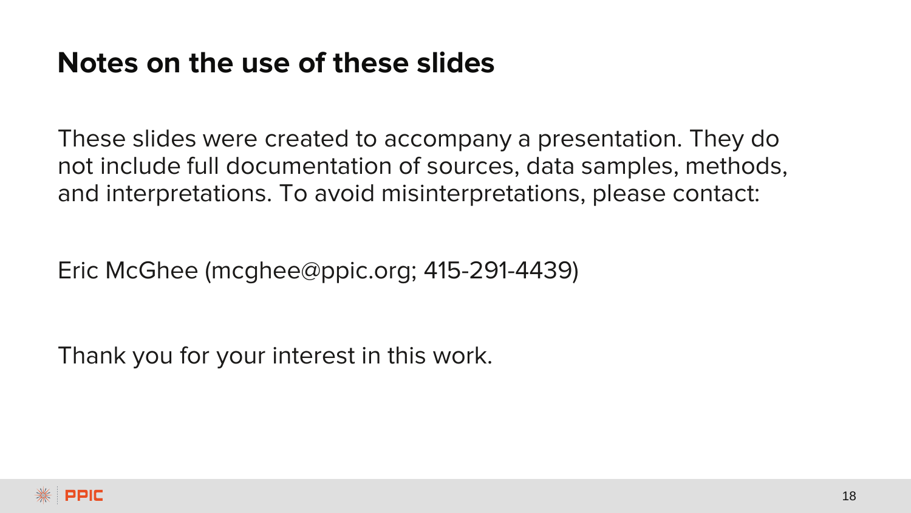# Notes on the use of these slides

These slides were created to accompany a presentation. They do not include full documentation of sources, data samples, methods, and interpretations. To avoid misinterpretations, please contact:

Eric McGhee (mcghee@ppic.org; 415-291-4439)

Thank you for your interest in this work.